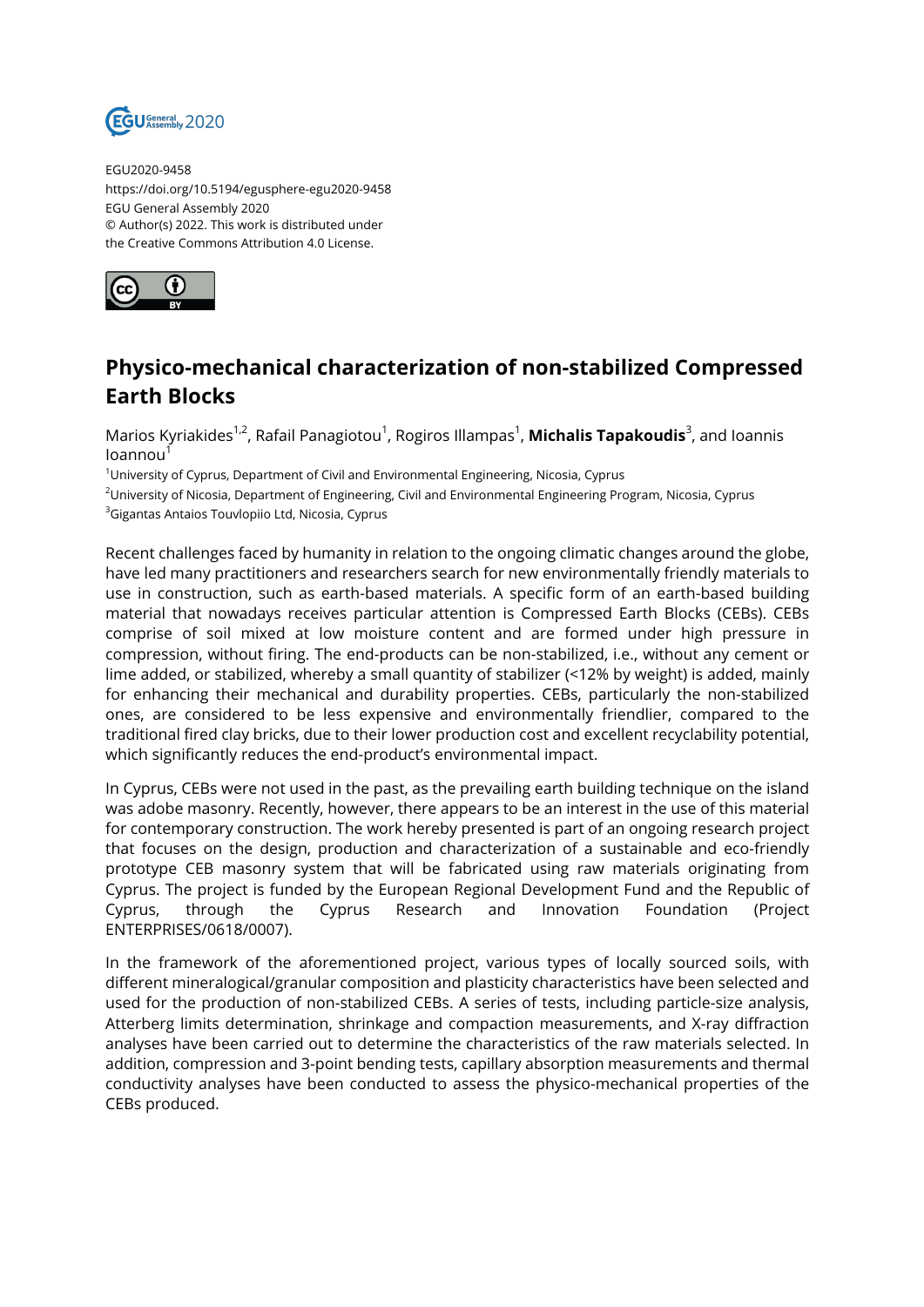EGU2020-9458
https://doi.org/10.5194/egusphere-egu2020-9458
EGU General Assembly 2020
© Author(s) 2022. This work is distributed under
the Creative Commons Attribution 4.0 License.

# Physico-mechanical characterization of non-stabilized Compressed Earth Blocks

Marios Kyriakides[1,2], Rafail Panagiotou[1], Rogiros Illampas[1], **Michalis Tapakoudis**[3], and Ioannis Ioannou[1]

[1]University of Cyprus, Department of Civil and Environmental Engineering, Nicosia, Cyprus
[2]University of Nicosia, Department of Engineering, Civil and Environmental Engineering Program, Nicosia, Cyprus
[3]Gigantas Antaios Touvlopiio Ltd, Nicosia, Cyprus

Recent challenges faced by humanity in relation to the ongoing climatic changes around the globe, have led many practitioners and researchers search for new environmentally friendly materials to use in construction, such as earth-based materials. A specific form of an earth-based building material that nowadays receives particular attention is Compressed Earth Blocks (CEBs). CEBs comprise of soil mixed at low moisture content and are formed under high pressure in compression, without firing. The end-products can be non-stabilized, i.e., without any cement or lime added, or stabilized, whereby a small quantity of stabilizer (<12% by weight) is added, mainly for enhancing their mechanical and durability properties. CEBs, particularly the non-stabilized ones, are considered to be less expensive and environmentally friendlier, compared to the traditional fired clay bricks, due to their lower production cost and excellent recyclability potential, which significantly reduces the end-product's environmental impact.

In Cyprus, CEBs were not used in the past, as the prevailing earth building technique on the island was adobe masonry. Recently, however, there appears to be an interest in the use of this material for contemporary construction. The work hereby presented is part of an ongoing research project that focuses on the design, production and characterization of a sustainable and eco-friendly prototype CEB masonry system that will be fabricated using raw materials originating from Cyprus. The project is funded by the European Regional Development Fund and the Republic of Cyprus, through the Cyprus Research and Innovation Foundation (Project ENTERPRISES/0618/0007).

In the framework of the aforementioned project, various types of locally sourced soils, with different mineralogical/granular composition and plasticity characteristics have been selected and used for the production of non-stabilized CEBs. A series of tests, including particle-size analysis, Atterberg limits determination, shrinkage and compaction measurements, and X-ray diffraction analyses have been carried out to determine the characteristics of the raw materials selected. In addition, compression and 3-point bending tests, capillary absorption measurements and thermal conductivity analyses have been conducted to assess the physico-mechanical properties of the CEBs produced.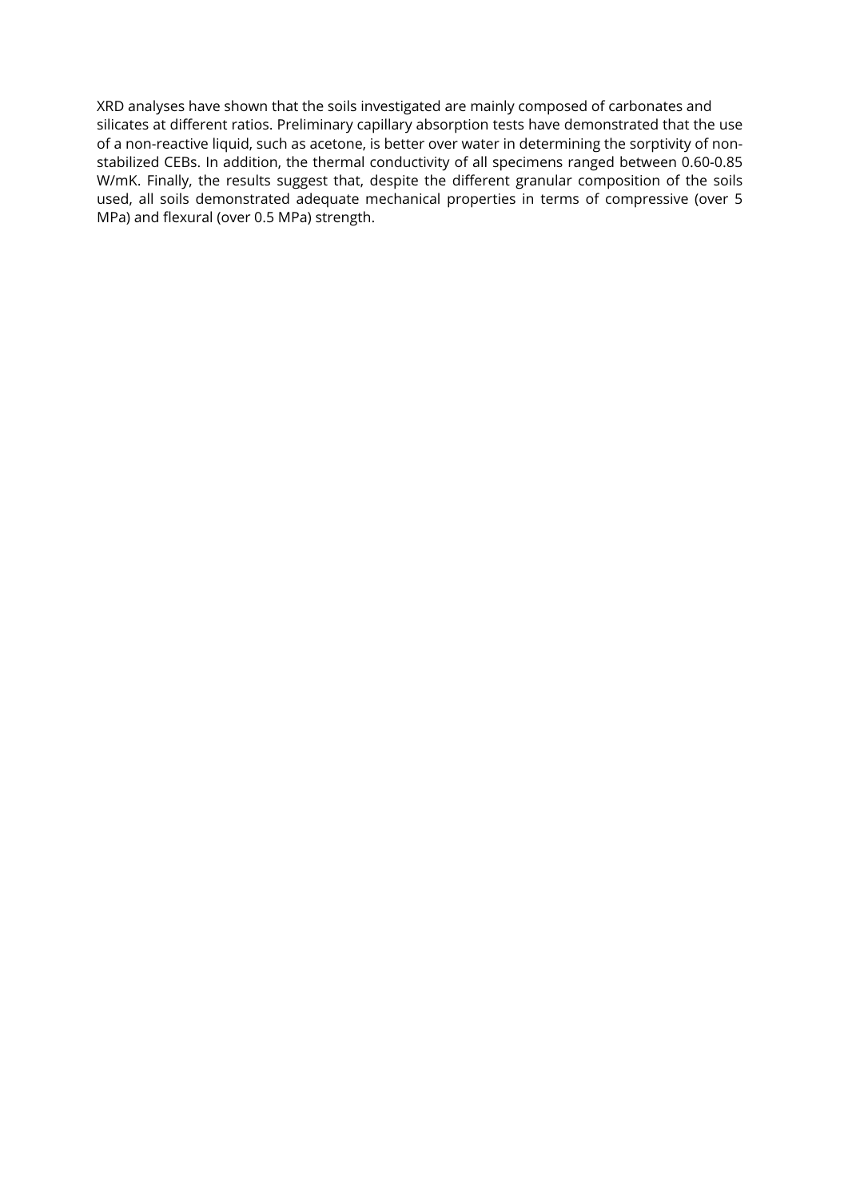XRD analyses have shown that the soils investigated are mainly composed of carbonates and silicates at different ratios. Preliminary capillary absorption tests have demonstrated that the use of a non-reactive liquid, such as acetone, is better over water in determining the sorptivity of non-stabilized CEBs. In addition, the thermal conductivity of all specimens ranged between 0.60-0.85 W/mK. Finally, the results suggest that, despite the different granular composition of the soils used, all soils demonstrated adequate mechanical properties in terms of compressive (over 5 MPa) and flexural (over 0.5 MPa) strength.